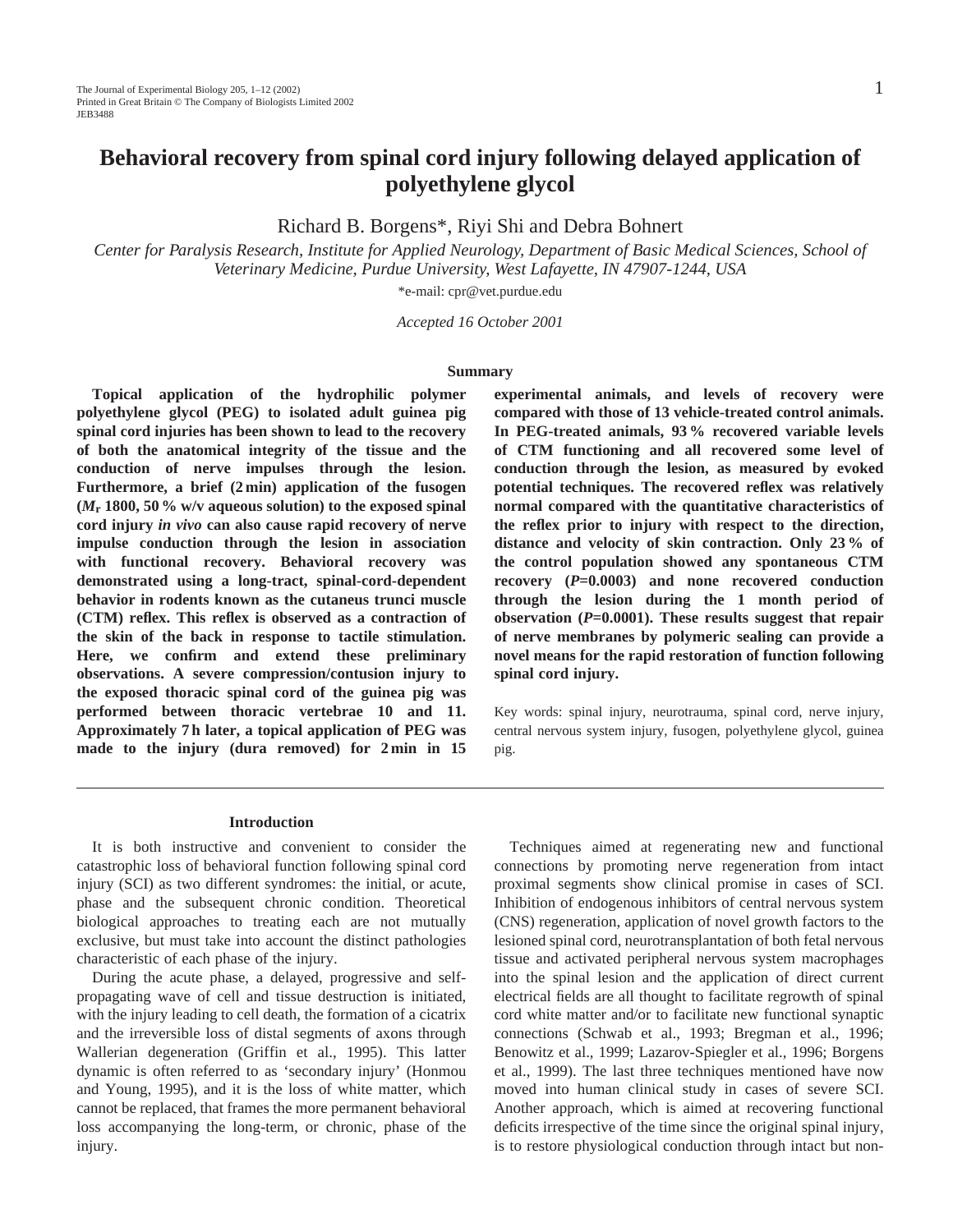# Behavioral recovery from spinal cord injury following delayed application of polyethylene glycol

Richard B. Borgens*, Riyi Shi and Debra Bohnert

*Center for Paralysis Research, Institute for Applied Neurology, Department of Basic Medical Sciences, School of Veterinary Medicine, Purdue University, West Lafayette, IN 47907-1244, USA*

*e-mail: cpr@vet.purdue.edu

*Accepted 16 October 2001*

## Summary

**Topical application of the hydrophilic polymer polyethylene glycol (PEG) to isolated adult guinea pig spinal cord injuries has been shown to lead to the recovery of both the anatomical integrity of the tissue and the conduction of nerve impulses through the lesion. Furthermore, a brief (2 min) application of the fusogen ($M_r$ 1800, 50 % w/v aqueous solution) to the exposed spinal cord injury *in vivo* can also cause rapid recovery of nerve impulse conduction through the lesion in association with functional recovery. Behavioral recovery was demonstrated using a long-tract, spinal-cord-dependent behavior in rodents known as the cutaneus trunci muscle (CTM) reflex. This reflex is observed as a contraction of the skin of the back in response to tactile stimulation. Here, we confirm and extend these preliminary observations. A severe compression/contusion injury to the exposed thoracic spinal cord of the guinea pig was performed between thoracic vertebrae 10 and 11. Approximately 7 h later, a topical application of PEG was made to the injury (dura removed) for 2 min in 15 experimental animals, and levels of recovery were compared with those of 13 vehicle-treated control animals. In PEG-treated animals, 93 % recovered variable levels of CTM functioning and all recovered some level of conduction through the lesion, as measured by evoked potential techniques. The recovered reflex was relatively normal compared with the quantitative characteristics of the reflex prior to injury with respect to the direction, distance and velocity of skin contraction. Only 23 % of the control population showed any spontaneous CTM recovery ($P$=0.0003) and none recovered conduction through the lesion during the 1 month period of observation ($P$=0.0001). These results suggest that repair of nerve membranes by polymeric sealing can provide a novel means for the rapid restoration of function following spinal cord injury.**

Key words: spinal injury, neurotrauma, spinal cord, nerve injury, central nervous system injury, fusogen, polyethylene glycol, guinea pig.

## Introduction

It is both instructive and convenient to consider the catastrophic loss of behavioral function following spinal cord injury (SCI) as two different syndromes: the initial, or acute, phase and the subsequent chronic condition. Theoretical biological approaches to treating each are not mutually exclusive, but must take into account the distinct pathologies characteristic of each phase of the injury.

During the acute phase, a delayed, progressive and self-propagating wave of cell and tissue destruction is initiated, with the injury leading to cell death, the formation of a cicatrix and the irreversible loss of distal segments of axons through Wallerian degeneration (Griffin et al., 1995). This latter dynamic is often referred to as 'secondary injury' (Honmou and Young, 1995), and it is the loss of white matter, which cannot be replaced, that frames the more permanent behavioral loss accompanying the long-term, or chronic, phase of the injury.

Techniques aimed at regenerating new and functional connections by promoting nerve regeneration from intact proximal segments show clinical promise in cases of SCI. Inhibition of endogenous inhibitors of central nervous system (CNS) regeneration, application of novel growth factors to the lesioned spinal cord, neurotransplantation of both fetal nervous tissue and activated peripheral nervous system macrophages into the spinal lesion and the application of direct current electrical fields are all thought to facilitate regrowth of spinal cord white matter and/or to facilitate new functional synaptic connections (Schwab et al., 1993; Bregman et al., 1996; Benowitz et al., 1999; Lazarov-Spiegler et al., 1996; Borgens et al., 1999). The last three techniques mentioned have now moved into human clinical study in cases of severe SCI. Another approach, which is aimed at recovering functional deficits irrespective of the time since the original spinal injury, is to restore physiological conduction through intact but non-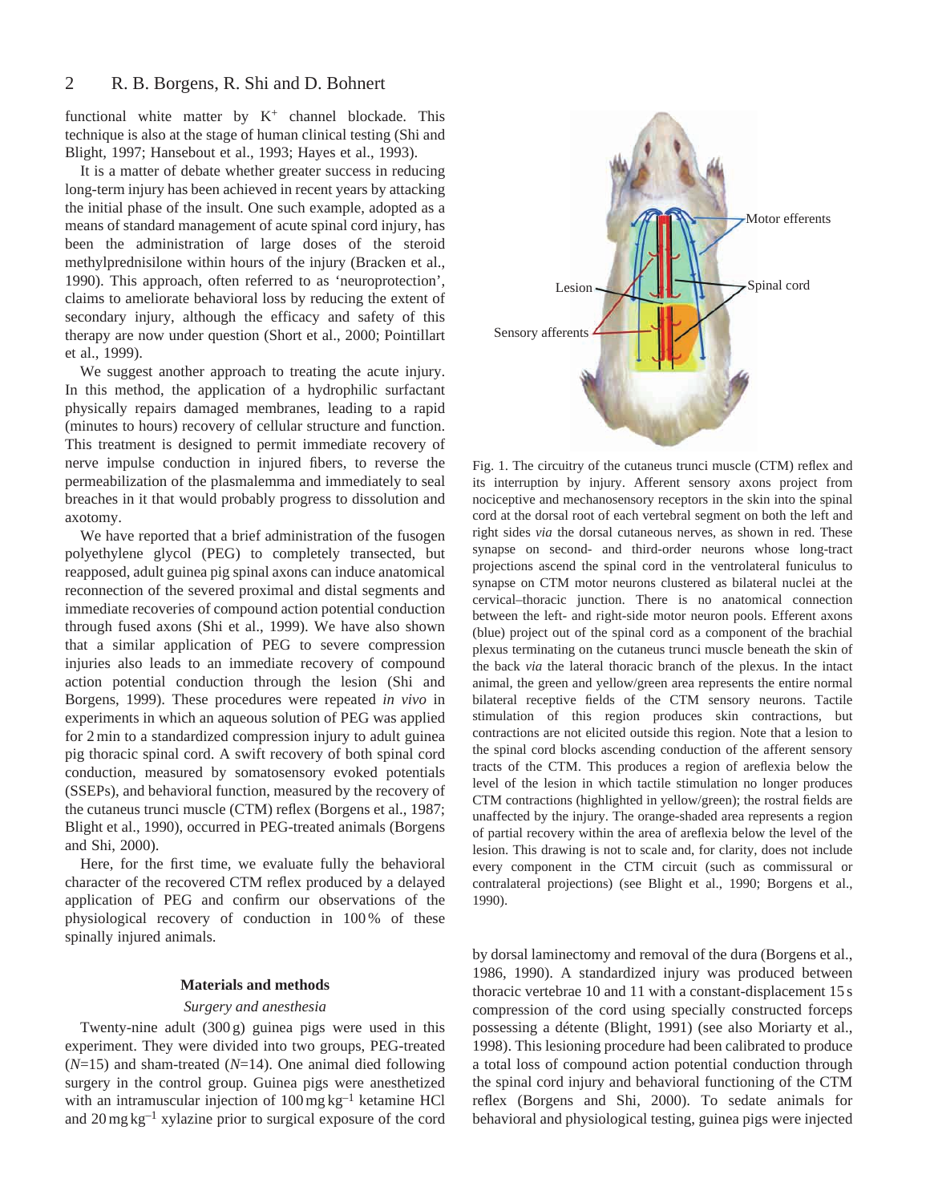functional white matter by $K^+$ channel blockade. This technique is also at the stage of human clinical testing (Shi and Blight, 1997; Hansebout et al., 1993; Hayes et al., 1993).

It is a matter of debate whether greater success in reducing long-term injury has been achieved in recent years by attacking the initial phase of the insult. One such example, adopted as a means of standard management of acute spinal cord injury, has been the administration of large doses of the steroid methylprednisilone within hours of the injury (Bracken et al., 1990). This approach, often referred to as 'neuroprotection', claims to ameliorate behavioral loss by reducing the extent of secondary injury, although the efficacy and safety of this therapy are now under question (Short et al., 2000; Pointillart et al., 1999).

We suggest another approach to treating the acute injury. In this method, the application of a hydrophilic surfactant physically repairs damaged membranes, leading to a rapid (minutes to hours) recovery of cellular structure and function. This treatment is designed to permit immediate recovery of nerve impulse conduction in injured fibers, to reverse the permeabilization of the plasmalemma and immediately to seal breaches in it that would probably progress to dissolution and axotomy.

We have reported that a brief administration of the fusogen polyethylene glycol (PEG) to completely transected, but reapposed, adult guinea pig spinal axons can induce anatomical reconnection of the severed proximal and distal segments and immediate recoveries of compound action potential conduction through fused axons (Shi et al., 1999). We have also shown that a similar application of PEG to severe compression injuries also leads to an immediate recovery of compound action potential conduction through the lesion (Shi and Borgens, 1999). These procedures were repeated *in vivo* in experiments in which an aqueous solution of PEG was applied for 2 min to a standardized compression injury to adult guinea pig thoracic spinal cord. A swift recovery of both spinal cord conduction, measured by somatosensory evoked potentials (SSEPs), and behavioral function, measured by the recovery of the cutaneus trunci muscle (CTM) reflex (Borgens et al., 1987; Blight et al., 1990), occurred in PEG-treated animals (Borgens and Shi, 2000).

Here, for the first time, we evaluate fully the behavioral character of the recovered CTM reflex produced by a delayed application of PEG and confirm our observations of the physiological recovery of conduction in 100 % of these spinally injured animals.

Fig. 1. The circuitry of the cutaneus trunci muscle (CTM) reflex and its interruption by injury. Afferent sensory axons project from nociceptive and mechanosensory receptors in the skin into the spinal cord at the dorsal root of each vertebral segment on both the left and right sides *via* the dorsal cutaneous nerves, as shown in red. These synapse on second- and third-order neurons whose long-tract projections ascend the spinal cord in the ventrolateral funiculus to synapse on CTM motor neurons clustered as bilateral nuclei at the cervical–thoracic junction. There is no anatomical connection between the left- and right-side motor neuron pools. Efferent axons (blue) project out of the spinal cord as a component of the brachial plexus terminating on the cutaneus trunci muscle beneath the skin of the back *via* the lateral thoracic branch of the plexus. In the intact animal, the green and yellow/green area represents the entire normal bilateral receptive fields of the CTM sensory neurons. Tactile stimulation of this region produces skin contractions, but contractions are not elicited outside this region. Note that a lesion to the spinal cord blocks ascending conduction of the afferent sensory tracts of the CTM. This produces a region of areflexia below the level of the lesion in which tactile stimulation no longer produces CTM contractions (highlighted in yellow/green); the rostral fields are unaffected by the injury. The orange-shaded area represents a region of partial recovery within the area of areflexia below the level of the lesion. This drawing is not to scale and, for clarity, does not include every component in the CTM circuit (such as commissural or contralateral projections) (see Blight et al., 1990; Borgens et al., 1990).

## Materials and methods

### *Surgery and anesthesia*

Twenty-nine adult (300 g) guinea pigs were used in this experiment. They were divided into two groups, PEG-treated ($N$=15) and sham-treated ($N$=14). One animal died following surgery in the control group. Guinea pigs were anesthetized with an intramuscular injection of $100\,mg\,kg^{-1}$ ketamine HCl and $20\,mg\,kg^{-1}$ xylazine prior to surgical exposure of the cord by dorsal laminectomy and removal of the dura (Borgens et al., 1986, 1990). A standardized injury was produced between thoracic vertebrae 10 and 11 with a constant-displacement 15 s compression of the cord using specially constructed forceps possessing a détente (Blight, 1991) (see also Moriarty et al., 1998). This lesioning procedure had been calibrated to produce a total loss of compound action potential conduction through the spinal cord injury and behavioral functioning of the CTM reflex (Borgens and Shi, 2000). To sedate animals for behavioral and physiological testing, guinea pigs were injected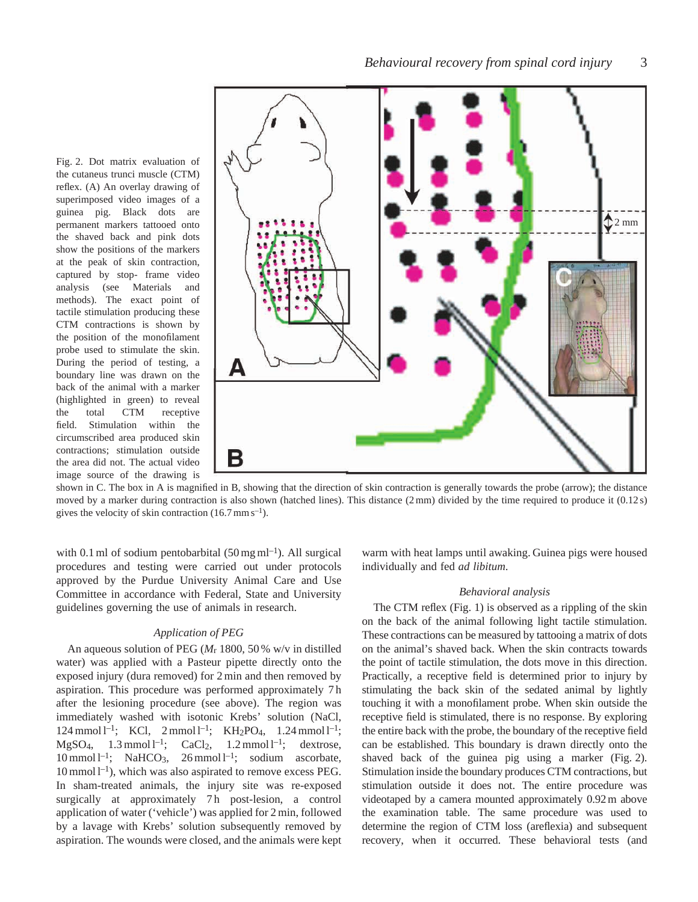Fig. 2. Dot matrix evaluation of the cutaneus trunci muscle (CTM) reflex. (A) An overlay drawing of superimposed video images of a guinea pig. Black dots are permanent markers tattooed onto the shaved back and pink dots show the positions of the markers at the peak of skin contraction, captured by stop- frame video analysis (see Materials and methods). The exact point of tactile stimulation producing these CTM contractions is shown by the position of the monofilament probe used to stimulate the skin. During the period of testing, a boundary line was drawn on the back of the animal with a marker (highlighted in green) to reveal the total CTM receptive field. Stimulation within the circumscribed area produced skin contractions; stimulation outside the area did not. The actual video image source of the drawing is shown in C. The box in A is magnified in B, showing that the direction of skin contraction is generally towards the probe (arrow); the distance moved by a marker during contraction is also shown (hatched lines). This distance (2 mm) divided by the time required to produce it (0.12 s) gives the velocity of skin contraction (16.7 mm $s^{-1}$).

with 0.1 ml of sodium pentobarbital (50 mg $ml^{-1}$). All surgical procedures and testing were carried out under protocols approved by the Purdue University Animal Care and Use Committee in accordance with Federal, State and University guidelines governing the use of animals in research.

### *Application of PEG*

An aqueous solution of PEG ($M_r$ 1800, 50 % w/v in distilled water) was applied with a Pasteur pipette directly onto the exposed injury (dura removed) for 2 min and then removed by aspiration. This procedure was performed approximately 7 h after the lesioning procedure (see above). The region was immediately washed with isotonic Krebs' solution (NaCl, 124 mmol $l^{-1}$; KCl, 2 mmol $l^{-1}$; $KH_2PO_4$, 1.24 mmol $l^{-1}$; $MgSO_4$, 1.3 mmol $l^{-1}$; $CaCl_2$, 1.2 mmol $l^{-1}$; dextrose, 10 mmol $l^{-1}$; $NaHCO_3$, 26 mmol $l^{-1}$; sodium ascorbate, 10 mmol $l^{-1}$), which was also aspirated to remove excess PEG. In sham-treated animals, the injury site was re-exposed surgically at approximately 7 h post-lesion, a control application of water ('vehicle') was applied for 2 min, followed by a lavage with Krebs' solution subsequently removed by aspiration. The wounds were closed, and the animals were kept warm with heat lamps until awaking. Guinea pigs were housed individually and fed *ad libitum*.

### *Behavioral analysis*

The CTM reflex (Fig. 1) is observed as a rippling of the skin on the back of the animal following light tactile stimulation. These contractions can be measured by tattooing a matrix of dots on the animal's shaved back. When the skin contracts towards the point of tactile stimulation, the dots move in this direction. Practically, a receptive field is determined prior to injury by stimulating the back skin of the sedated animal by lightly touching it with a monofilament probe. When skin outside the receptive field is stimulated, there is no response. By exploring the entire back with the probe, the boundary of the receptive field can be established. This boundary is drawn directly onto the shaved back of the guinea pig using a marker (Fig. 2). Stimulation inside the boundary produces CTM contractions, but stimulation outside it does not. The entire procedure was videotaped by a camera mounted approximately 0.92 m above the examination table. The same procedure was used to determine the region of CTM loss (areflexia) and subsequent recovery, when it occurred. These behavioral tests (and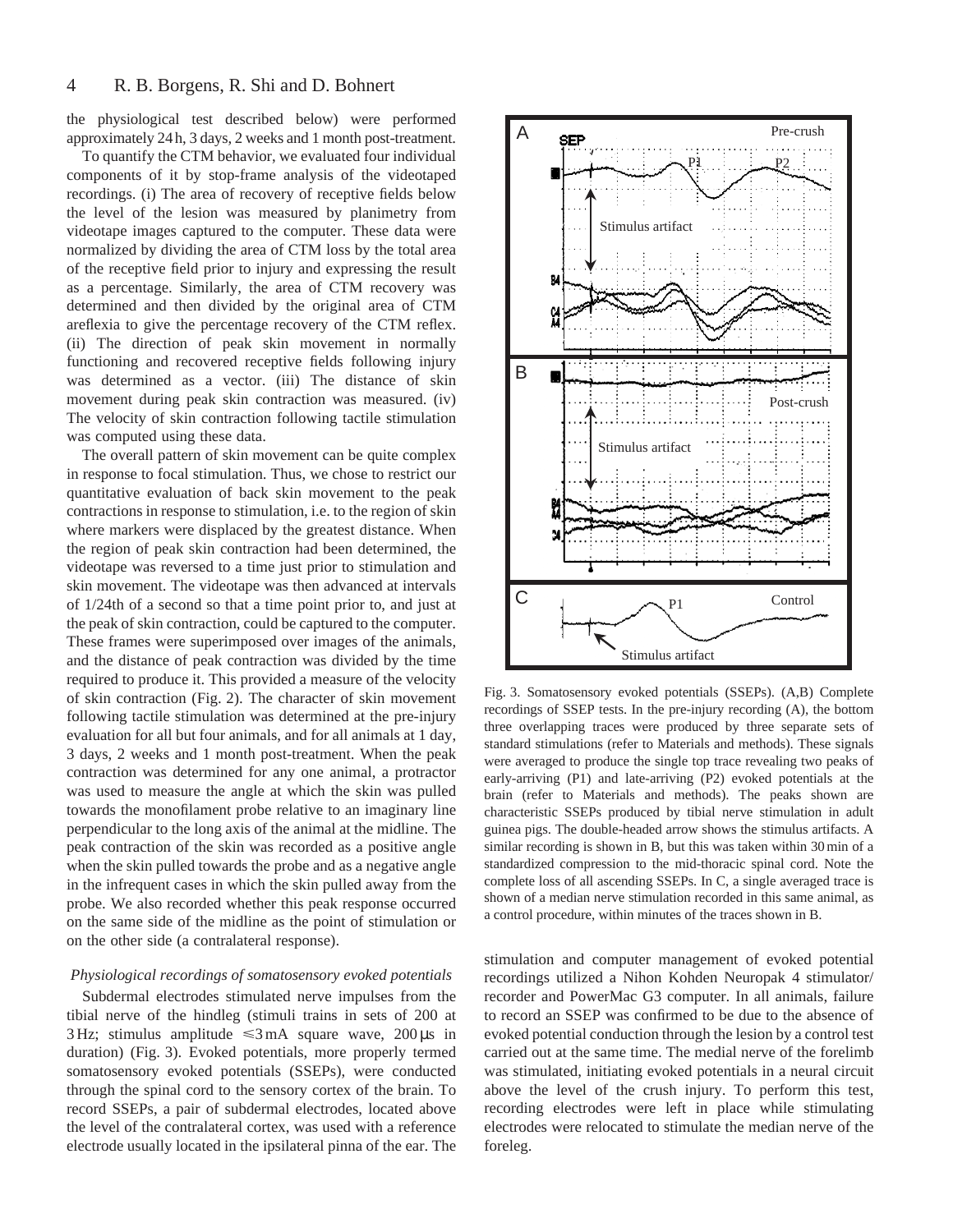the physiological test described below) were performed approximately 24 h, 3 days, 2 weeks and 1 month post-treatment.

To quantify the CTM behavior, we evaluated four individual components of it by stop-frame analysis of the videotaped recordings. (i) The area of recovery of receptive fields below the level of the lesion was measured by planimetry from videotape images captured to the computer. These data were normalized by dividing the area of CTM loss by the total area of the receptive field prior to injury and expressing the result as a percentage. Similarly, the area of CTM recovery was determined and then divided by the original area of CTM areflexia to give the percentage recovery of the CTM reflex. (ii) The direction of peak skin movement in normally functioning and recovered receptive fields following injury was determined as a vector. (iii) The distance of skin movement during peak skin contraction was measured. (iv) The velocity of skin contraction following tactile stimulation was computed using these data.

The overall pattern of skin movement can be quite complex in response to focal stimulation. Thus, we chose to restrict our quantitative evaluation of back skin movement to the peak contractions in response to stimulation, i.e. to the region of skin where markers were displaced by the greatest distance. When the region of peak skin contraction had been determined, the videotape was reversed to a time just prior to stimulation and skin movement. The videotape was then advanced at intervals of 1/24th of a second so that a time point prior to, and just at the peak of skin contraction, could be captured to the computer. These frames were superimposed over images of the animals, and the distance of peak contraction was divided by the time required to produce it. This provided a measure of the velocity of skin contraction (Fig. 2). The character of skin movement following tactile stimulation was determined at the pre-injury evaluation for all but four animals, and for all animals at 1 day, 3 days, 2 weeks and 1 month post-treatment. When the peak contraction was determined for any one animal, a protractor was used to measure the angle at which the skin was pulled towards the monofilament probe relative to an imaginary line perpendicular to the long axis of the animal at the midline. The peak contraction of the skin was recorded as a positive angle when the skin pulled towards the probe and as a negative angle in the infrequent cases in which the skin pulled away from the probe. We also recorded whether this peak response occurred on the same side of the midline as the point of stimulation or on the other side (a contralateral response).

### *Physiological recordings of somatosensory evoked potentials*

Subdermal electrodes stimulated nerve impulses from the tibial nerve of the hindleg (stimuli trains in sets of 200 at 3 Hz; stimulus amplitude $\leqslant$3 mA square wave, 200 μs in duration) (Fig. 3). Evoked potentials, more properly termed somatosensory evoked potentials (SSEPs), were conducted through the spinal cord to the sensory cortex of the brain. To record SSEPs, a pair of subdermal electrodes, located above the level of the contralateral cortex, was used with a reference electrode usually located in the ipsilateral pinna of the ear. The stimulation and computer management of evoked potential recordings utilized a Nihon Kohden Neuropak 4 stimulator/recorder and PowerMac G3 computer. In all animals, failure to record an SSEP was confirmed to be due to the absence of evoked potential conduction through the lesion by a control test carried out at the same time. The medial nerve of the forelimb was stimulated, initiating evoked potentials in a neural circuit above the level of the crush injury. To perform this test, recording electrodes were left in place while stimulating electrodes were relocated to stimulate the median nerve of the foreleg.

Fig. 3. Somatosensory evoked potentials (SSEPs). (A,B) Complete recordings of SSEP tests. In the pre-injury recording (A), the bottom three overlapping traces were produced by three separate sets of standard stimulations (refer to Materials and methods). These signals were averaged to produce the single top trace revealing two peaks of early-arriving (P1) and late-arriving (P2) evoked potentials at the brain (refer to Materials and methods). The peaks shown are characteristic SSEPs produced by tibial nerve stimulation in adult guinea pigs. The double-headed arrow shows the stimulus artifacts. A similar recording is shown in B, but this was taken within 30 min of a standardized compression to the mid-thoracic spinal cord. Note the complete loss of all ascending SSEPs. In C, a single averaged trace is shown of a median nerve stimulation recorded in this same animal, as a control procedure, within minutes of the traces shown in B.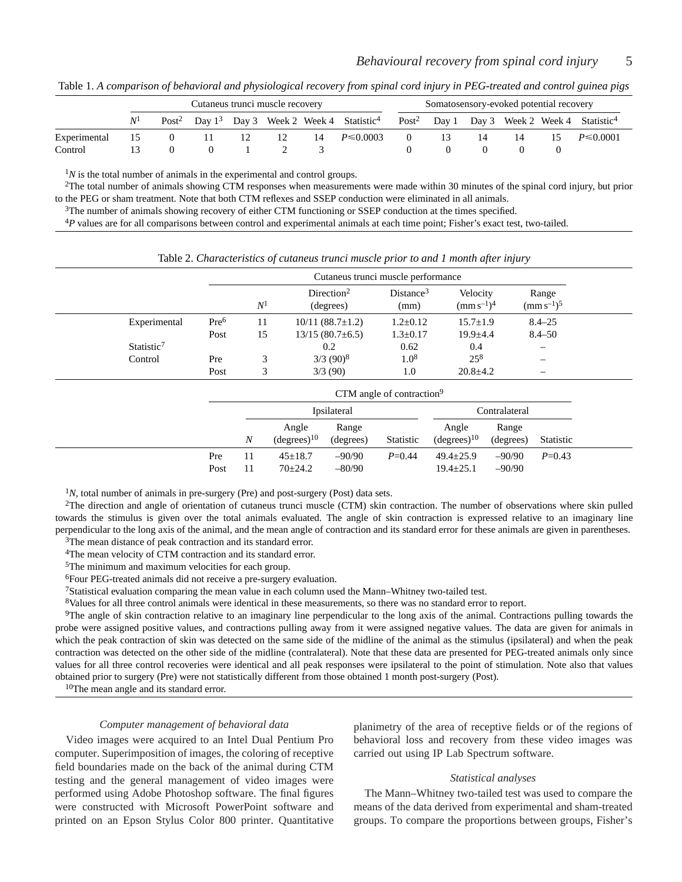Table 1. *A comparison of behavioral and physiological recovery from spinal cord injury in PEG-treated and control guinea pigs*

| | Cutaneus trunci muscle recovery | | | | | | | Somatosensory-evoked potential recovery | | | | | |
|---|---|---|---|---|---|---|---|---|---|---|---|---|---|
| | $N$[1] | Post[2] | Day 1[3] | Day 3 | Week 2 | Week 4 | Statistic[4] | Post[2] | Day 1 | Day 3 | Week 2 | Week 4 | Statistic[4] |
| Experimental | 15 | 0 | 11 | 12 | 12 | 14 | $P \leq 0.0003$ | 0 | 13 | 14 | 14 | 15 | $P \leq 0.0001$ |
| Control | 13 | 0 | 0 | 1 | 2 | 3 | | 0 | 0 | 0 | 0 | 0 | |

[1]*N* is the total number of animals in the experimental and control groups.

[2]The total number of animals showing CTM responses when measurements were made within 30 minutes of the spinal cord injury, but prior to the PEG or sham treatment. Note that both CTM reflexes and SSEP conduction were eliminated in all animals.

[3]The number of animals showing recovery of either CTM functioning or SSEP conduction at the times specified.

[4]*P* values are for all comparisons between control and experimental animals at each time point; Fisher's exact test, two-tailed.

Table 2. *Characteristics of cutaneus trunci muscle prior to and 1 month after injury*

| | | Cutaneus trunci muscle performance | | | | |
|---|---|---|---|---|---|---|
| | | $N$[1] | Direction[2] (degrees) | Distance[3] (mm) | Velocity ($mm\,s^{-1}$)[4] | Range ($mm\,s^{-1}$)[5] |
| Experimental | Pre[6] | 11 | 10/11 (88.7±1.2) | 1.2±0.12 | 15.7±1.9 | 8.4–25 |
| | Post | 15 | 13/15 (80.7±6.5) | 1.3±0.17 | 19.9±4.4 | 8.4–50 |
| Statistic[7] | | | 0.2 | 0.62 | 0.4 | – |
| Control | Pre | 3 | 3/3 (90)[8] | 1.0[8] | 25[8] | – |
| | Post | 3 | 3/3 (90) | 1.0 | 20.8±4.2 | – |

| | CTM angle of contraction[9] | | | | | | |
|---|---|---|---|---|---|---|---|
| | | Ipsilateral | | | Contralateral | | |
| | $N$ | Angle (degrees)[10] | Range (degrees) | Statistic | Angle (degrees)[10] | Range (degrees) | Statistic |
| Pre | 11 | 45±18.7 | –90/90 | $P=0.44$ | 49.4±25.9 | –90/90 | $P=0.43$ |
| Post | 11 | 70±24.2 | –80/90 | | 19.4±25.1 | –90/90 | |

[1]*N*, total number of animals in pre-surgery (Pre) and post-surgery (Post) data sets.

[2]The direction and angle of orientation of cutaneus trunci muscle (CTM) skin contraction. The number of observations where skin pulled towards the stimulus is given over the total animals evaluated. The angle of skin contraction is expressed relative to an imaginary line perpendicular to the long axis of the animal, and the mean angle of contraction and its standard error for these animals are given in parentheses.

[3]The mean distance of peak contraction and its standard error.

[4]The mean velocity of CTM contraction and its standard error.

[5]The minimum and maximum velocities for each group.

[6]Four PEG-treated animals did not receive a pre-surgery evaluation.

[7]Statistical evaluation comparing the mean value in each column used the Mann–Whitney two-tailed test.

[8]Values for all three control animals were identical in these measurements, so there was no standard error to report.

[9]The angle of skin contraction relative to an imaginary line perpendicular to the long axis of the animal. Contractions pulling towards the probe were assigned positive values, and contractions pulling away from it were assigned negative values. The data are given for animals in which the peak contraction of skin was detected on the same side of the midline of the animal as the stimulus (ipsilateral) and when the peak contraction was detected on the other side of the midline (contralateral). Note that these data are presented for PEG-treated animals only since values for all three control recoveries were identical and all peak responses were ipsilateral to the point of stimulation. Note also that values obtained prior to surgery (Pre) were not statistically different from those obtained 1 month post-surgery (Post).

[10]The mean angle and its standard error.

### *Computer management of behavioral data*

Video images were acquired to an Intel Dual Pentium Pro computer. Superimposition of images, the coloring of receptive field boundaries made on the back of the animal during CTM testing and the general management of video images were performed using Adobe Photoshop software. The final figures were constructed with Microsoft PowerPoint software and printed on an Epson Stylus Color 800 printer. Quantitative planimetry of the area of receptive fields or of the regions of behavioral loss and recovery from these video images was carried out using IP Lab Spectrum software.

### *Statistical analyses*

The Mann–Whitney two-tailed test was used to compare the means of the data derived from experimental and sham-treated groups. To compare the proportions between groups, Fisher's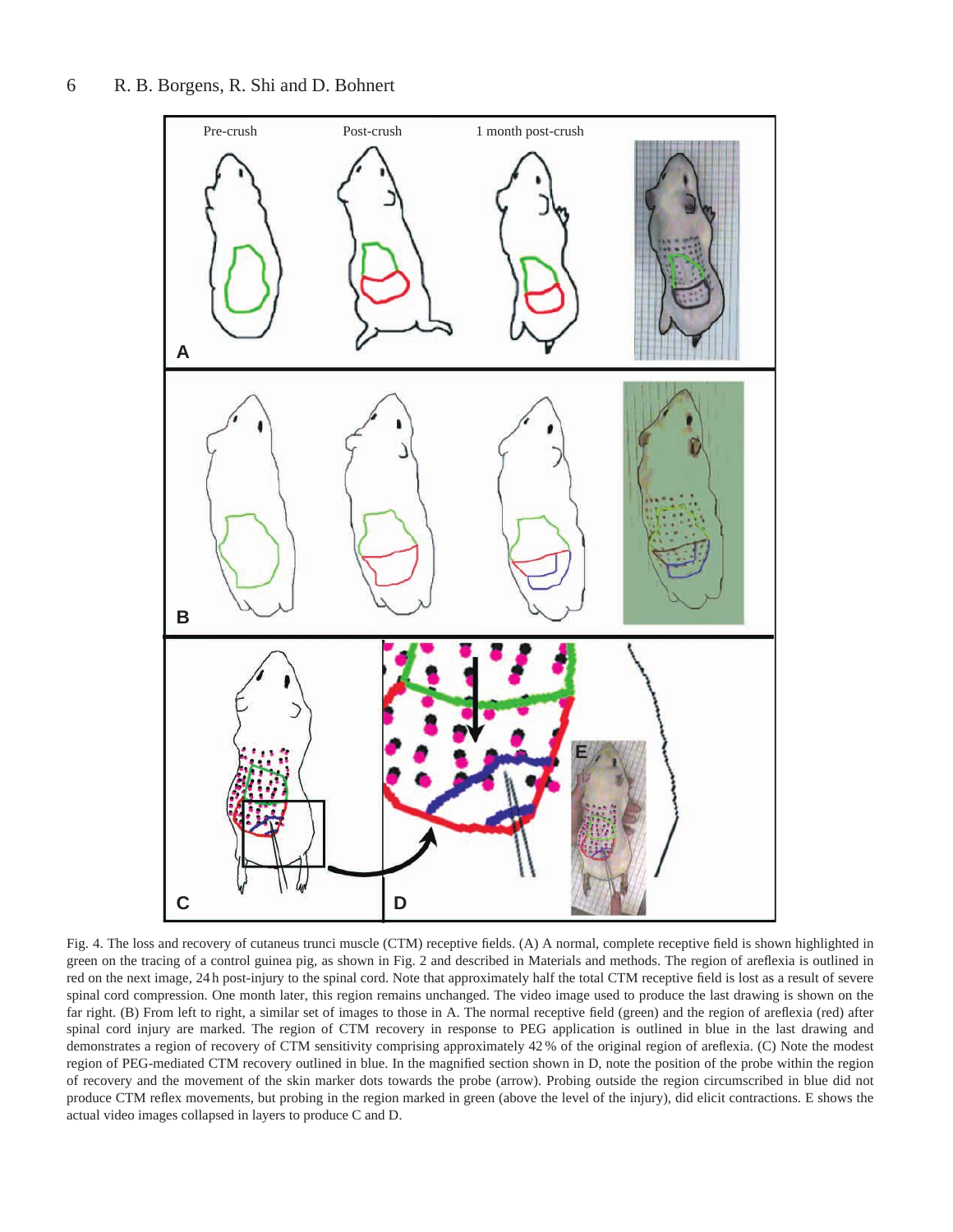Fig. 4. The loss and recovery of cutaneus trunci muscle (CTM) receptive fields. (A) A normal, complete receptive field is shown highlighted in green on the tracing of a control guinea pig, as shown in Fig. 2 and described in Materials and methods. The region of areflexia is outlined in red on the next image, 24 h post-injury to the spinal cord. Note that approximately half the total CTM receptive field is lost as a result of severe spinal cord compression. One month later, this region remains unchanged. The video image used to produce the last drawing is shown on the far right. (B) From left to right, a similar set of images to those in A. The normal receptive field (green) and the region of areflexia (red) after spinal cord injury are marked. The region of CTM recovery in response to PEG application is outlined in blue in the last drawing and demonstrates a region of recovery of CTM sensitivity comprising approximately 42 % of the original region of areflexia. (C) Note the modest region of PEG-mediated CTM recovery outlined in blue. In the magnified section shown in D, note the position of the probe within the region of recovery and the movement of the skin marker dots towards the probe (arrow). Probing outside the region circumscribed in blue did not produce CTM reflex movements, but probing in the region marked in green (above the level of the injury), did elicit contractions. E shows the actual video images collapsed in layers to produce C and D.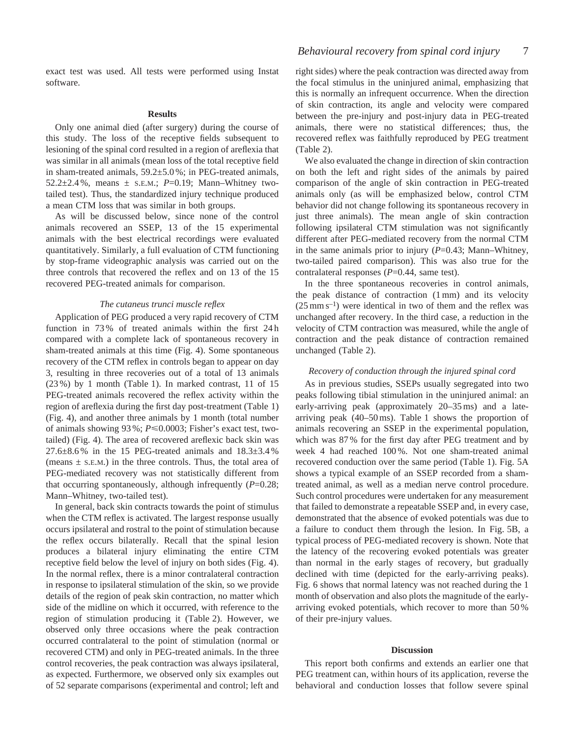exact test was used. All tests were performed using Instat software.

## Results

Only one animal died (after surgery) during the course of this study. The loss of the receptive fields subsequent to lesioning of the spinal cord resulted in a region of areflexia that was similar in all animals (mean loss of the total receptive field in sham-treated animals, 59.2±5.0 %; in PEG-treated animals, 52.2±2.4 %, means ± S.E.M.; $P$=0.19; Mann–Whitney two-tailed test). Thus, the standardized injury technique produced a mean CTM loss that was similar in both groups.

As will be discussed below, since none of the control animals recovered an SSEP, 13 of the 15 experimental animals with the best electrical recordings were evaluated quantitatively. Similarly, a full evaluation of CTM functioning by stop-frame videographic analysis was carried out on the three controls that recovered the reflex and on 13 of the 15 recovered PEG-treated animals for comparison.

### *The cutaneus trunci muscle reflex*

Application of PEG produced a very rapid recovery of CTM function in 73 % of treated animals within the first 24 h compared with a complete lack of spontaneous recovery in sham-treated animals at this time (Fig. 4). Some spontaneous recovery of the CTM reflex in controls began to appear on day 3, resulting in three recoveries out of a total of 13 animals (23 %) by 1 month (Table 1). In marked contrast, 11 of 15 PEG-treated animals recovered the reflex activity within the region of areflexia during the first day post-treatment (Table 1) (Fig. 4), and another three animals by 1 month (total number of animals showing 93 %; $P \leq 0.0003$; Fisher's exact test, two-tailed) (Fig. 4). The area of recovered areflexic back skin was 27.6±8.6 % in the 15 PEG-treated animals and 18.3±3.4 % (means ± S.E.M.) in the three controls. Thus, the total area of PEG-mediated recovery was not statistically different from that occurring spontaneously, although infrequently ($P$=0.28; Mann–Whitney, two-tailed test).

In general, back skin contracts towards the point of stimulus when the CTM reflex is activated. The largest response usually occurs ipsilateral and rostral to the point of stimulation because the reflex occurs bilaterally. Recall that the spinal lesion produces a bilateral injury eliminating the entire CTM receptive field below the level of injury on both sides (Fig. 4). In the normal reflex, there is a minor contralateral contraction in response to ipsilateral stimulation of the skin, so we provide details of the region of peak skin contraction, no matter which side of the midline on which it occurred, with reference to the region of stimulation producing it (Table 2). However, we observed only three occasions where the peak contraction occurred contralateral to the point of stimulation (normal or recovered CTM) and only in PEG-treated animals. In the three control recoveries, the peak contraction was always ipsilateral, as expected. Furthermore, we observed only six examples out of 52 separate comparisons (experimental and control; left and right sides) where the peak contraction was directed away from the focal stimulus in the uninjured animal, emphasizing that this is normally an infrequent occurrence. When the direction of skin contraction, its angle and velocity were compared between the pre-injury and post-injury data in PEG-treated animals, there were no statistical differences; thus, the recovered reflex was faithfully reproduced by PEG treatment (Table 2).

We also evaluated the change in direction of skin contraction on both the left and right sides of the animals by paired comparison of the angle of skin contraction in PEG-treated animals only (as will be emphasized below, control CTM behavior did not change following its spontaneous recovery in just three animals). The mean angle of skin contraction following ipsilateral CTM stimulation was not significantly different after PEG-mediated recovery from the normal CTM in the same animals prior to injury ($P$=0.43; Mann–Whitney, two-tailed paired comparison). This was also true for the contralateral responses ($P$=0.44, same test).

In the three spontaneous recoveries in control animals, the peak distance of contraction (1 mm) and its velocity (25 mm s$^{-1}$) were identical in two of them and the reflex was unchanged after recovery. In the third case, a reduction in the velocity of CTM contraction was measured, while the angle of contraction and the peak distance of contraction remained unchanged (Table 2).

### *Recovery of conduction through the injured spinal cord*

As in previous studies, SSEPs usually segregated into two peaks following tibial stimulation in the uninjured animal: an early-arriving peak (approximately 20–35 ms) and a late-arriving peak (40–50 ms). Table 1 shows the proportion of animals recovering an SSEP in the experimental population, which was 87 % for the first day after PEG treatment and by week 4 had reached 100 %. Not one sham-treated animal recovered conduction over the same period (Table 1). Fig. 5A shows a typical example of an SSEP recorded from a sham-treated animal, as well as a median nerve control procedure. Such control procedures were undertaken for any measurement that failed to demonstrate a repeatable SSEP and, in every case, demonstrated that the absence of evoked potentials was due to a failure to conduct them through the lesion. In Fig. 5B, a typical process of PEG-mediated recovery is shown. Note that the latency of the recovering evoked potentials was greater than normal in the early stages of recovery, but gradually declined with time (depicted for the early-arriving peaks). Fig. 6 shows that normal latency was not reached during the 1 month of observation and also plots the magnitude of the early-arriving evoked potentials, which recover to more than 50 % of their pre-injury values.

## Discussion

This report both confirms and extends an earlier one that PEG treatment can, within hours of its application, reverse the behavioral and conduction losses that follow severe spinal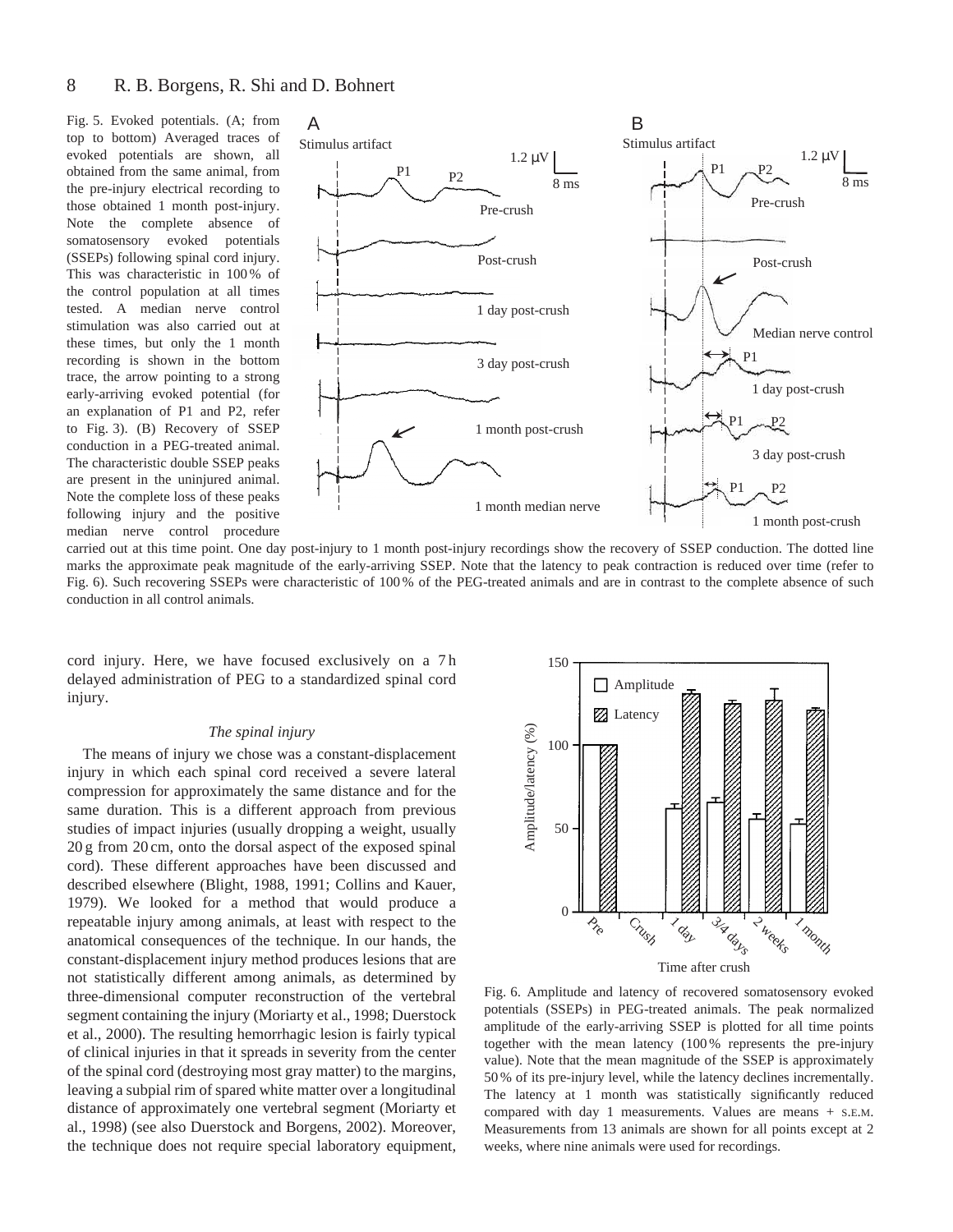Fig. 5. Evoked potentials. (A; from top to bottom) Averaged traces of evoked potentials are shown, all obtained from the same animal, from the pre-injury electrical recording to those obtained 1 month post-injury. Note the complete absence of somatosensory evoked potentials (SSEPs) following spinal cord injury. This was characteristic in 100 % of the control population at all times tested. A median nerve control stimulation was also carried out at these times, but only the 1 month recording is shown in the bottom trace, the arrow pointing to a strong early-arriving evoked potential (for an explanation of P1 and P2, refer to Fig. 3). (B) Recovery of SSEP conduction in a PEG-treated animal. The characteristic double SSEP peaks are present in the uninjured animal. Note the complete loss of these peaks following injury and the positive median nerve control procedure carried out at this time point. One day post-injury to 1 month post-injury recordings show the recovery of SSEP conduction. The dotted line marks the approximate peak magnitude of the early-arriving SSEP. Note that the latency to peak contraction is reduced over time (refer to Fig. 6). Such recovering SSEPs were characteristic of 100 % of the PEG-treated animals and are in contrast to the complete absence of such conduction in all control animals.

cord injury. Here, we have focused exclusively on a 7 h delayed administration of PEG to a standardized spinal cord injury.

*The spinal injury*

The means of injury we chose was a constant-displacement injury in which each spinal cord received a severe lateral compression for approximately the same distance and for the same duration. This is a different approach from previous studies of impact injuries (usually dropping a weight, usually 20 g from 20 cm, onto the dorsal aspect of the exposed spinal cord). These different approaches have been discussed and described elsewhere (Blight, 1988, 1991; Collins and Kauer, 1979). We looked for a method that would produce a repeatable injury among animals, at least with respect to the anatomical consequences of the technique. In our hands, the constant-displacement injury method produces lesions that are not statistically different among animals, as determined by three-dimensional computer reconstruction of the vertebral segment containing the injury (Moriarty et al., 1998; Duerstock et al., 2000). The resulting hemorrhagic lesion is fairly typical of clinical injuries in that it spreads in severity from the center of the spinal cord (destroying most gray matter) to the margins, leaving a subpial rim of spared white matter over a longitudinal distance of approximately one vertebral segment (Moriarty et al., 1998) (see also Duerstock and Borgens, 2002). Moreover, the technique does not require special laboratory equipment,

Fig. 6. Amplitude and latency of recovered somatosensory evoked potentials (SSEPs) in PEG-treated animals. The peak normalized amplitude of the early-arriving SSEP is plotted for all time points together with the mean latency (100 % represents the pre-injury value). Note that the mean magnitude of the SSEP is approximately 50 % of its pre-injury level, while the latency declines incrementally. The latency at 1 month was statistically significantly reduced compared with day 1 measurements. Values are means + S.E.M. Measurements from 13 animals are shown for all points except at 2 weeks, where nine animals were used for recordings.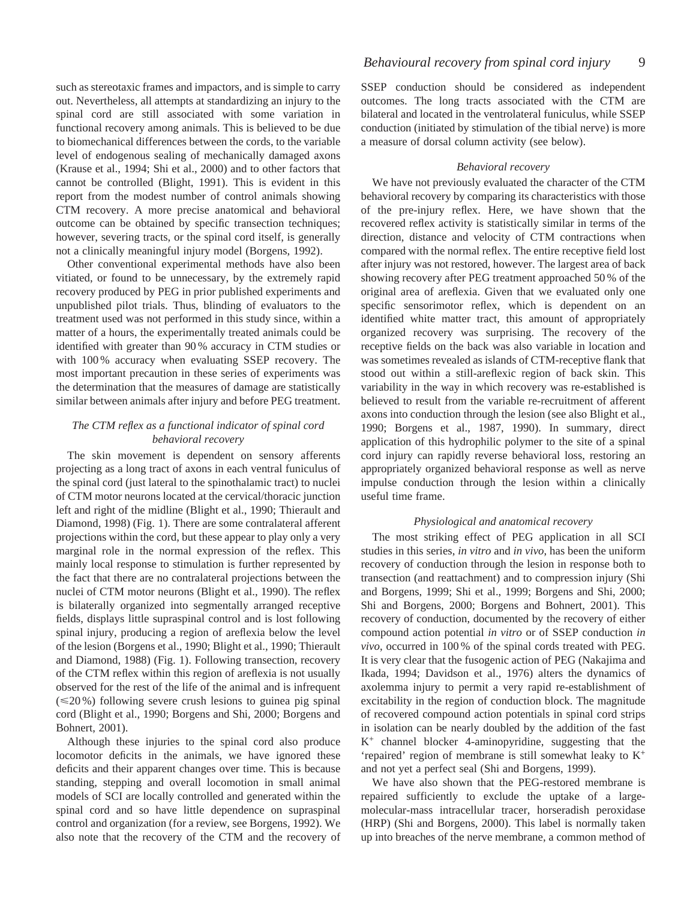such as stereotaxic frames and impactors, and is simple to carry out. Nevertheless, all attempts at standardizing an injury to the spinal cord are still associated with some variation in functional recovery among animals. This is believed to be due to biomechanical differences between the cords, to the variable level of endogenous sealing of mechanically damaged axons (Krause et al., 1994; Shi et al., 2000) and to other factors that cannot be controlled (Blight, 1991). This is evident in this report from the modest number of control animals showing CTM recovery. A more precise anatomical and behavioral outcome can be obtained by specific transection techniques; however, severing tracts, or the spinal cord itself, is generally not a clinically meaningful injury model (Borgens, 1992).

Other conventional experimental methods have also been vitiated, or found to be unnecessary, by the extremely rapid recovery produced by PEG in prior published experiments and unpublished pilot trials. Thus, blinding of evaluators to the treatment used was not performed in this study since, within a matter of a hours, the experimentally treated animals could be identified with greater than 90 % accuracy in CTM studies or with 100 % accuracy when evaluating SSEP recovery. The most important precaution in these series of experiments was the determination that the measures of damage are statistically similar between animals after injury and before PEG treatment.

### *The CTM reflex as a functional indicator of spinal cord behavioral recovery*

The skin movement is dependent on sensory afferents projecting as a long tract of axons in each ventral funiculus of the spinal cord (just lateral to the spinothalamic tract) to nuclei of CTM motor neurons located at the cervical/thoracic junction left and right of the midline (Blight et al., 1990; Thierault and Diamond, 1998) (Fig. 1). There are some contralateral afferent projections within the cord, but these appear to play only a very marginal role in the normal expression of the reflex. This mainly local response to stimulation is further represented by the fact that there are no contralateral projections between the nuclei of CTM motor neurons (Blight et al., 1990). The reflex is bilaterally organized into segmentally arranged receptive fields, displays little supraspinal control and is lost following spinal injury, producing a region of areflexia below the level of the lesion (Borgens et al., 1990; Blight et al., 1990; Thierault and Diamond, 1988) (Fig. 1). Following transection, recovery of the CTM reflex within this region of areflexia is not usually observed for the rest of the life of the animal and is infrequent (≤20 %) following severe crush lesions to guinea pig spinal cord (Blight et al., 1990; Borgens and Shi, 2000; Borgens and Bohnert, 2001).

Although these injuries to the spinal cord also produce locomotor deficits in the animals, we have ignored these deficits and their apparent changes over time. This is because standing, stepping and overall locomotion in small animal models of SCI are locally controlled and generated within the spinal cord and so have little dependence on supraspinal control and organization (for a review, see Borgens, 1992). We also note that the recovery of the CTM and the recovery of SSEP conduction should be considered as independent outcomes. The long tracts associated with the CTM are bilateral and located in the ventrolateral funiculus, while SSEP conduction (initiated by stimulation of the tibial nerve) is more a measure of dorsal column activity (see below).

### *Behavioral recovery*

We have not previously evaluated the character of the CTM behavioral recovery by comparing its characteristics with those of the pre-injury reflex. Here, we have shown that the recovered reflex activity is statistically similar in terms of the direction, distance and velocity of CTM contractions when compared with the normal reflex. The entire receptive field lost after injury was not restored, however. The largest area of back showing recovery after PEG treatment approached 50 % of the original area of areflexia. Given that we evaluated only one specific sensorimotor reflex, which is dependent on an identified white matter tract, this amount of appropriately organized recovery was surprising. The recovery of the receptive fields on the back was also variable in location and was sometimes revealed as islands of CTM-receptive flank that stood out within a still-areflexic region of back skin. This variability in the way in which recovery was re-established is believed to result from the variable re-recruitment of afferent axons into conduction through the lesion (see also Blight et al., 1990; Borgens et al., 1987, 1990). In summary, direct application of this hydrophilic polymer to the site of a spinal cord injury can rapidly reverse behavioral loss, restoring an appropriately organized behavioral response as well as nerve impulse conduction through the lesion within a clinically useful time frame.

### *Physiological and anatomical recovery*

The most striking effect of PEG application in all SCI studies in this series, *in vitro* and *in vivo*, has been the uniform recovery of conduction through the lesion in response both to transection (and reattachment) and to compression injury (Shi and Borgens, 1999; Shi et al., 1999; Borgens and Shi, 2000; Shi and Borgens, 2000; Borgens and Bohnert, 2001). This recovery of conduction, documented by the recovery of either compound action potential *in vitro* or of SSEP conduction *in vivo*, occurred in 100 % of the spinal cords treated with PEG. It is very clear that the fusogenic action of PEG (Nakajima and Ikada, 1994; Davidson et al., 1976) alters the dynamics of axolemma injury to permit a very rapid re-establishment of excitability in the region of conduction block. The magnitude of recovered compound action potentials in spinal cord strips in isolation can be nearly doubled by the addition of the fast $K^+$ channel blocker 4-aminopyridine, suggesting that the 'repaired' region of membrane is still somewhat leaky to $K^+$ and not yet a perfect seal (Shi and Borgens, 1999).

We have also shown that the PEG-restored membrane is repaired sufficiently to exclude the uptake of a large-molecular-mass intracellular tracer, horseradish peroxidase (HRP) (Shi and Borgens, 2000). This label is normally taken up into breaches of the nerve membrane, a common method of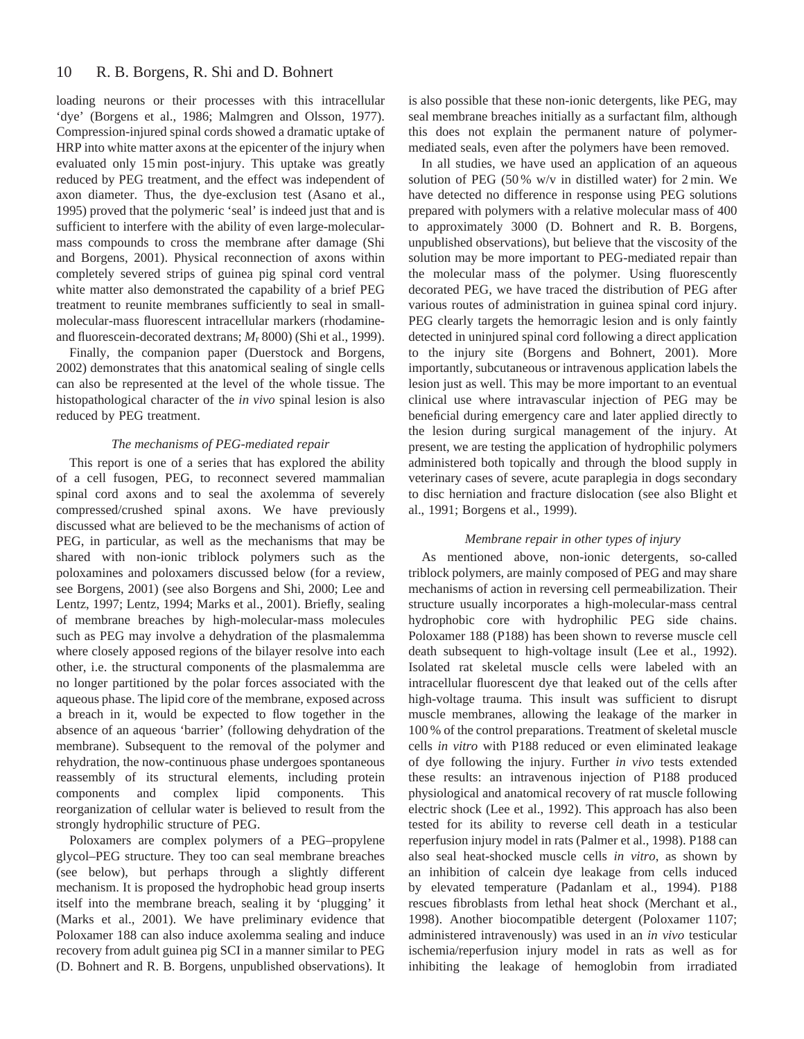loading neurons or their processes with this intracellular 'dye' (Borgens et al., 1986; Malmgren and Olsson, 1977). Compression-injured spinal cords showed a dramatic uptake of HRP into white matter axons at the epicenter of the injury when evaluated only 15 min post-injury. This uptake was greatly reduced by PEG treatment, and the effect was independent of axon diameter. Thus, the dye-exclusion test (Asano et al., 1995) proved that the polymeric 'seal' is indeed just that and is sufficient to interfere with the ability of even large-molecular-mass compounds to cross the membrane after damage (Shi and Borgens, 2001). Physical reconnection of axons within completely severed strips of guinea pig spinal cord ventral white matter also demonstrated the capability of a brief PEG treatment to reunite membranes sufficiently to seal in small-molecular-mass fluorescent intracellular markers (rhodamine- and fluorescein-decorated dextrans; $M_r$ 8000) (Shi et al., 1999).

Finally, the companion paper (Duerstock and Borgens, 2002) demonstrates that this anatomical sealing of single cells can also be represented at the level of the whole tissue. The histopathological character of the *in vivo* spinal lesion is also reduced by PEG treatment.

### *The mechanisms of PEG-mediated repair*

This report is one of a series that has explored the ability of a cell fusogen, PEG, to reconnect severed mammalian spinal cord axons and to seal the axolemma of severely compressed/crushed spinal axons. We have previously discussed what are believed to be the mechanisms of action of PEG, in particular, as well as the mechanisms that may be shared with non-ionic triblock polymers such as the poloxamines and poloxamers discussed below (for a review, see Borgens, 2001) (see also Borgens and Shi, 2000; Lee and Lentz, 1997; Lentz, 1994; Marks et al., 2001). Briefly, sealing of membrane breaches by high-molecular-mass molecules such as PEG may involve a dehydration of the plasmalemma where closely apposed regions of the bilayer resolve into each other, i.e. the structural components of the plasmalemma are no longer partitioned by the polar forces associated with the aqueous phase. The lipid core of the membrane, exposed across a breach in it, would be expected to flow together in the absence of an aqueous 'barrier' (following dehydration of the membrane). Subsequent to the removal of the polymer and rehydration, the now-continuous phase undergoes spontaneous reassembly of its structural elements, including protein components and complex lipid components. This reorganization of cellular water is believed to result from the strongly hydrophilic structure of PEG.

Poloxamers are complex polymers of a PEG–propylene glycol–PEG structure. They too can seal membrane breaches (see below), but perhaps through a slightly different mechanism. It is proposed the hydrophobic head group inserts itself into the membrane breach, sealing it by 'plugging' it (Marks et al., 2001). We have preliminary evidence that Poloxamer 188 can also induce axolemma sealing and induce recovery from adult guinea pig SCI in a manner similar to PEG (D. Bohnert and R. B. Borgens, unpublished observations). It is also possible that these non-ionic detergents, like PEG, may seal membrane breaches initially as a surfactant film, although this does not explain the permanent nature of polymer-mediated seals, even after the polymers have been removed.

In all studies, we have used an application of an aqueous solution of PEG (50 % w/v in distilled water) for 2 min. We have detected no difference in response using PEG solutions prepared with polymers with a relative molecular mass of 400 to approximately 3000 (D. Bohnert and R. B. Borgens, unpublished observations), but believe that the viscosity of the solution may be more important to PEG-mediated repair than the molecular mass of the polymer. Using fluorescently decorated PEG, we have traced the distribution of PEG after various routes of administration in guinea spinal cord injury. PEG clearly targets the hemorragic lesion and is only faintly detected in uninjured spinal cord following a direct application to the injury site (Borgens and Bohnert, 2001). More importantly, subcutaneous or intravenous application labels the lesion just as well. This may be more important to an eventual clinical use where intravascular injection of PEG may be beneficial during emergency care and later applied directly to the lesion during surgical management of the injury. At present, we are testing the application of hydrophilic polymers administered both topically and through the blood supply in veterinary cases of severe, acute paraplegia in dogs secondary to disc herniation and fracture dislocation (see also Blight et al., 1991; Borgens et al., 1999).

### *Membrane repair in other types of injury*

As mentioned above, non-ionic detergents, so-called triblock polymers, are mainly composed of PEG and may share mechanisms of action in reversing cell permeabilization. Their structure usually incorporates a high-molecular-mass central hydrophobic core with hydrophilic PEG side chains. Poloxamer 188 (P188) has been shown to reverse muscle cell death subsequent to high-voltage insult (Lee et al., 1992). Isolated rat skeletal muscle cells were labeled with an intracellular fluorescent dye that leaked out of the cells after high-voltage trauma. This insult was sufficient to disrupt muscle membranes, allowing the leakage of the marker in 100 % of the control preparations. Treatment of skeletal muscle cells *in vitro* with P188 reduced or even eliminated leakage of dye following the injury. Further *in vivo* tests extended these results: an intravenous injection of P188 produced physiological and anatomical recovery of rat muscle following electric shock (Lee et al., 1992). This approach has also been tested for its ability to reverse cell death in a testicular reperfusion injury model in rats (Palmer et al., 1998). P188 can also seal heat-shocked muscle cells *in vitro*, as shown by an inhibition of calcein dye leakage from cells induced by elevated temperature (Padanlam et al., 1994). P188 rescues fibroblasts from lethal heat shock (Merchant et al., 1998). Another biocompatible detergent (Poloxamer 1107; administered intravenously) was used in an *in vivo* testicular ischemia/reperfusion injury model in rats as well as for inhibiting the leakage of hemoglobin from irradiated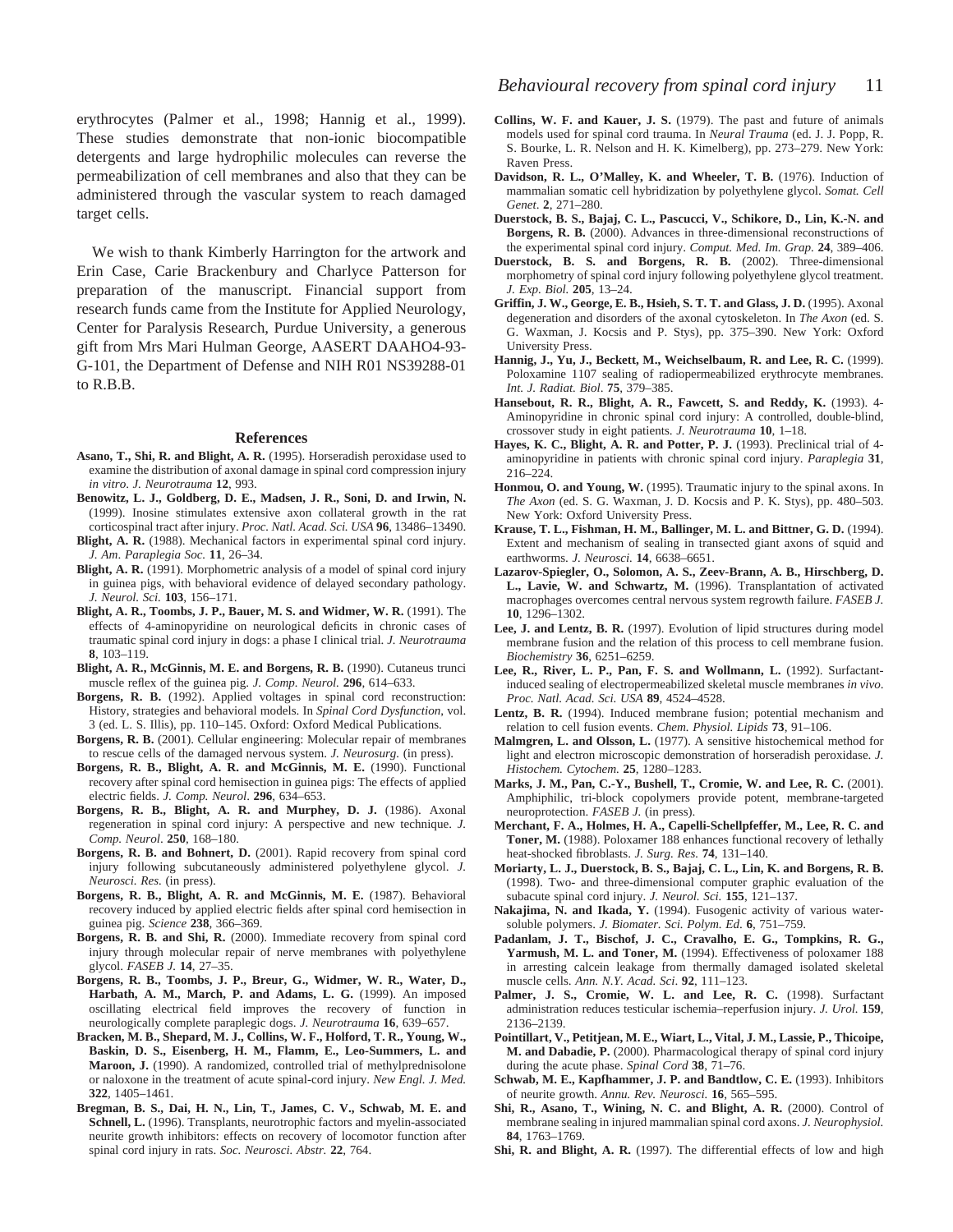erythrocytes (Palmer et al., 1998; Hannig et al., 1999). These studies demonstrate that non-ionic biocompatible detergents and large hydrophilic molecules can reverse the permeabilization of cell membranes and also that they can be administered through the vascular system to reach damaged target cells.

We wish to thank Kimberly Harrington for the artwork and Erin Case, Carie Brackenbury and Charlyce Patterson for preparation of the manuscript. Financial support from research funds came from the Institute for Applied Neurology, Center for Paralysis Research, Purdue University, a generous gift from Mrs Mari Hulman George, AASERT DAAHO4-93-G-101, the Department of Defense and NIH R01 NS39288-01 to R.B.B.

## References

**Asano, T., Shi, R. and Blight, A. R.** (1995). Horseradish peroxidase used to examine the distribution of axonal damage in spinal cord compression injury *in vitro*. *J. Neurotrauma* **12**, 993.

**Benowitz, L. J., Goldberg, D. E., Madsen, J. R., Soni, D. and Irwin, N.** (1999). Inosine stimulates extensive axon collateral growth in the rat corticospinal tract after injury. *Proc. Natl. Acad. Sci. USA* **96**, 13486–13490.

**Blight, A. R.** (1988). Mechanical factors in experimental spinal cord injury. *J. Am. Paraplegia Soc.* **11**, 26–34.

**Blight, A. R.** (1991). Morphometric analysis of a model of spinal cord injury in guinea pigs, with behavioral evidence of delayed secondary pathology. *J. Neurol. Sci.* **103**, 156–171.

**Blight, A. R., Toombs, J. P., Bauer, M. S. and Widmer, W. R.** (1991). The effects of 4-aminopyridine on neurological deficits in chronic cases of traumatic spinal cord injury in dogs: a phase I clinical trial. *J. Neurotrauma* **8**, 103–119.

**Blight, A. R., McGinnis, M. E. and Borgens, R. B.** (1990). Cutaneus trunci muscle reflex of the guinea pig. *J. Comp. Neurol.* **296**, 614–633.

**Borgens, R. B.** (1992). Applied voltages in spinal cord reconstruction: History, strategies and behavioral models. In *Spinal Cord Dysfunction*, vol. 3 (ed. L. S. Illis), pp. 110–145. Oxford: Oxford Medical Publications.

**Borgens, R. B.** (2001). Cellular engineering: Molecular repair of membranes to rescue cells of the damaged nervous system. *J. Neurosurg.* (in press).

**Borgens, R. B., Blight, A. R. and McGinnis, M. E.** (1990). Functional recovery after spinal cord hemisection in guinea pigs: The effects of applied electric fields. *J. Comp. Neurol.* **296**, 634–653.

**Borgens, R. B., Blight, A. R. and Murphey, D. J.** (1986). Axonal regeneration in spinal cord injury: A perspective and new technique. *J. Comp. Neurol.* **250**, 168–180.

**Borgens, R. B. and Bohnert, D.** (2001). Rapid recovery from spinal cord injury following subcutaneously administered polyethylene glycol. *J. Neurosci. Res.* (in press).

**Borgens, R. B., Blight, A. R. and McGinnis, M. E.** (1987). Behavioral recovery induced by applied electric fields after spinal cord hemisection in guinea pig. *Science* **238**, 366–369.

**Borgens, R. B. and Shi, R.** (2000). Immediate recovery from spinal cord injury through molecular repair of nerve membranes with polyethylene glycol. *FASEB J.* **14**, 27–35.

**Borgens, R. B., Toombs, J. P., Breur, G., Widmer, W. R., Water, D., Harbath, A. M., March, P. and Adams, L. G.** (1999). An imposed oscillating electrical field improves the recovery of function in neurologically complete paraplegic dogs. *J. Neurotrauma* **16**, 639–657.

**Bracken, M. B., Shepard, M. J., Collins, W. F., Holford, T. R., Young, W., Baskin, D. S., Eisenberg, H. M., Flamm, E., Leo-Summers, L. and Maroon, J.** (1990). A randomized, controlled trial of methylprednisolone or naloxone in the treatment of acute spinal-cord injury. *New Engl. J. Med.* **322**, 1405–1461.

**Bregman, B. S., Dai, H. N., Lin, T., James, C. V., Schwab, M. E. and Schnell, L.** (1996). Transplants, neurotrophic factors and myelin-associated neurite growth inhibitors: effects on recovery of locomotor function after spinal cord injury in rats. *Soc. Neurosci. Abstr.* **22**, 764.

**Collins, W. F. and Kauer, J. S.** (1979). The past and future of animals models used for spinal cord trauma. In *Neural Trauma* (ed. J. J. Popp, R. S. Bourke, L. R. Nelson and H. K. Kimelberg), pp. 273–279. New York: Raven Press.

**Davidson, R. L., O'Malley, K. and Wheeler, T. B.** (1976). Induction of mammalian somatic cell hybridization by polyethylene glycol. *Somat. Cell Genet.* **2**, 271–280.

**Duerstock, B. S., Bajaj, C. L., Pascucci, V., Schikore, D., Lin, K.-N. and Borgens, R. B.** (2000). Advances in three-dimensional reconstructions of the experimental spinal cord injury. *Comput. Med. Im. Grap.* **24**, 389–406.

**Duerstock, B. S. and Borgens, R. B.** (2002). Three-dimensional morphometry of spinal cord injury following polyethylene glycol treatment. *J. Exp. Biol.* **205**, 13–24.

**Griffin, J. W., George, E. B., Hsieh, S. T. T. and Glass, J. D.** (1995). Axonal degeneration and disorders of the axonal cytoskeleton. In *The Axon* (ed. S. G. Waxman, J. Kocsis and P. Stys), pp. 375–390. New York: Oxford University Press.

**Hannig, J., Yu, J., Beckett, M., Weichselbaum, R. and Lee, R. C.** (1999). Poloxamine 1107 sealing of radiopermeabilized erythrocyte membranes. *Int. J. Radiat. Biol.* **75**, 379–385.

**Hansebout, R. R., Blight, A. R., Fawcett, S. and Reddy, K.** (1993). 4-Aminopyridine in chronic spinal cord injury: A controlled, double-blind, crossover study in eight patients. *J. Neurotrauma* **10**, 1–18.

**Hayes, K. C., Blight, A. R. and Potter, P. J.** (1993). Preclinical trial of 4-aminopyridine in patients with chronic spinal cord injury. *Paraplegia* **31**, 216–224.

**Honmou, O. and Young, W.** (1995). Traumatic injury to the spinal axons. In *The Axon* (ed. S. G. Waxman, J. D. Kocsis and P. K. Stys), pp. 480–503. New York: Oxford University Press.

**Krause, T. L., Fishman, H. M., Ballinger, M. L. and Bittner, G. D.** (1994). Extent and mechanism of sealing in transected giant axons of squid and earthworms. *J. Neurosci.* **14**, 6638–6651.

**Lazarov-Spiegler, O., Solomon, A. S., Zeev-Brann, A. B., Hirschberg, D. L., Lavie, W. and Schwartz, M.** (1996). Transplantation of activated macrophages overcomes central nervous system regrowth failure. *FASEB J.* **10**, 1296–1302.

**Lee, J. and Lentz, B. R.** (1997). Evolution of lipid structures during model membrane fusion and the relation of this process to cell membrane fusion. *Biochemistry* **36**, 6251–6259.

**Lee, R., River, L. P., Pan, F. S. and Wollmann, L.** (1992). Surfactant-induced sealing of electropermeabilized skeletal muscle membranes *in vivo*. *Proc. Natl. Acad. Sci. USA* **89**, 4524–4528.

**Lentz, B. R.** (1994). Induced membrane fusion; potential mechanism and relation to cell fusion events. *Chem. Physiol. Lipids* **73**, 91–106.

**Malmgren, L. and Olsson, L.** (1977). A sensitive histochemical method for light and electron microscopic demonstration of horseradish peroxidase. *J. Histochem. Cytochem.* **25**, 1280–1283.

**Marks, J. M., Pan, C.-Y., Bushell, T., Cromie, W. and Lee, R. C.** (2001). Amphiphilic, tri-block copolymers provide potent, membrane-targeted neuroprotection. *FASEB J.* (in press).

**Merchant, F. A., Holmes, H. A., Capelli-Schellpfeffer, M., Lee, R. C. and Toner, M.** (1988). Poloxamer 188 enhances functional recovery of lethally heat-shocked fibroblasts. *J. Surg. Res.* **74**, 131–140.

**Moriarty, L. J., Duerstock, B. S., Bajaj, C. L., Lin, K. and Borgens, R. B.** (1998). Two- and three-dimensional computer graphic evaluation of the subacute spinal cord injury. *J. Neurol. Sci.* **155**, 121–137.

**Nakajima, N. and Ikada, Y.** (1994). Fusogenic activity of various water-soluble polymers. *J. Biomater. Sci. Polym. Ed.* **6**, 751–759.

**Padanlam, J. T., Bischof, J. C., Cravalho, E. G., Tompkins, R. G., Yarmush, M. L. and Toner, M.** (1994). Effectiveness of poloxamer 188 in arresting calcein leakage from thermally damaged isolated skeletal muscle cells. *Ann. N.Y. Acad. Sci.* **92**, 111–123.

**Palmer, J. S., Cromie, W. L. and Lee, R. C.** (1998). Surfactant administration reduces testicular ischemia–reperfusion injury. *J. Urol.* **159**, 2136–2139.

**Pointillart, V., Petitjean, M. E., Wiart, L., Vital, J. M., Lassie, P., Thicoipe, M. and Dabadie, P.** (2000). Pharmacological therapy of spinal cord injury during the acute phase. *Spinal Cord* **38**, 71–76.

**Schwab, M. E., Kapfhammer, J. P. and Bandtlow, C. E.** (1993). Inhibitors of neurite growth. *Annu. Rev. Neurosci.* **16**, 565–595.

**Shi, R., Asano, T., Wining, N. C. and Blight, A. R.** (2000). Control of membrane sealing in injured mammalian spinal cord axons. *J. Neurophysiol.* **84**, 1763–1769.

**Shi, R. and Blight, A. R.** (1997). The differential effects of low and high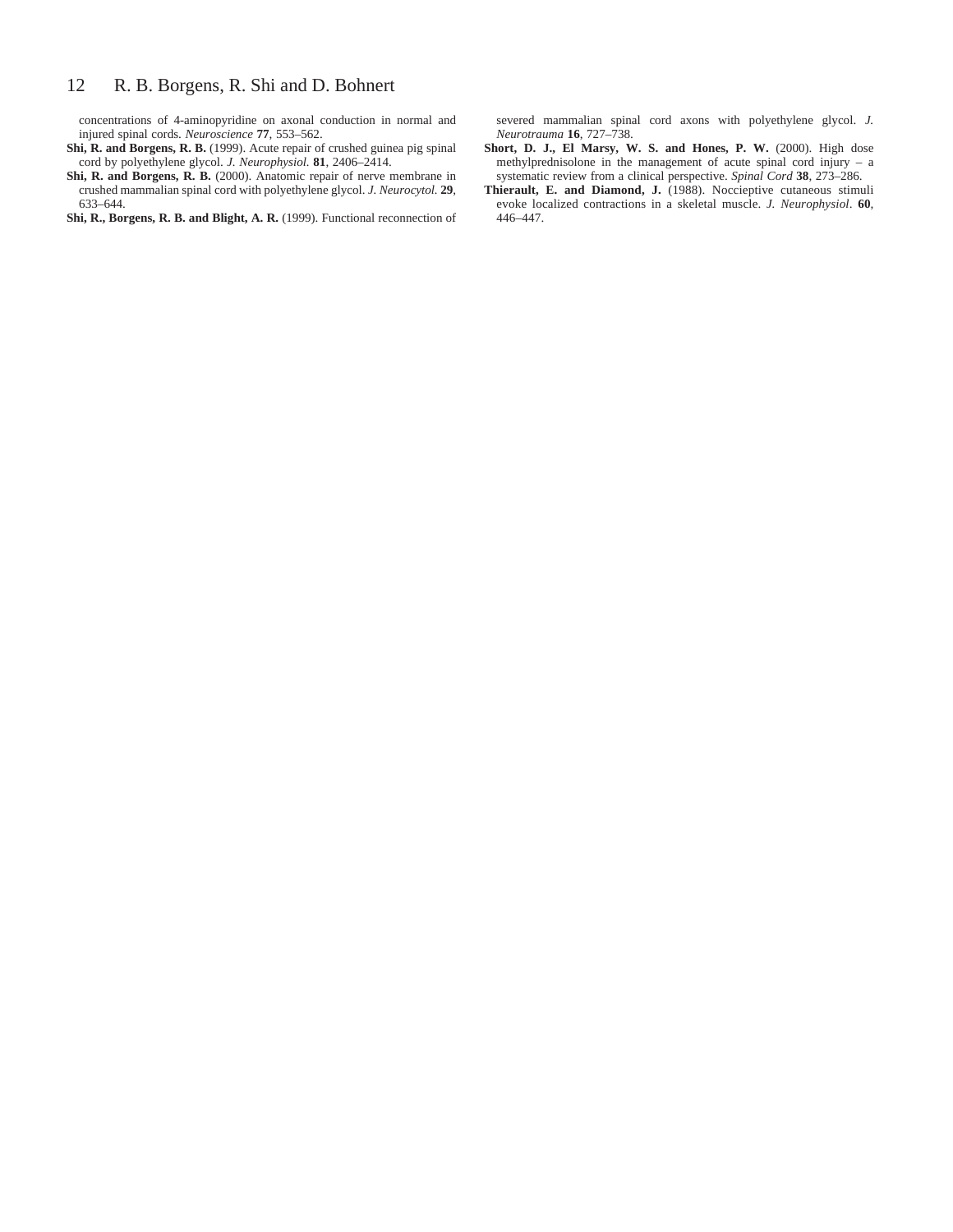concentrations of 4-aminopyridine on axonal conduction in normal and injured spinal cords. *Neuroscience* **77**, 553–562.

**Shi, R. and Borgens, R. B.** (1999). Acute repair of crushed guinea pig spinal cord by polyethylene glycol. *J. Neurophysiol.* **81**, 2406–2414.

**Shi, R. and Borgens, R. B.** (2000). Anatomic repair of nerve membrane in crushed mammalian spinal cord with polyethylene glycol. *J. Neurocytol.* **29**, 633–644.

**Shi, R., Borgens, R. B. and Blight, A. R.** (1999). Functional reconnection of severed mammalian spinal cord axons with polyethylene glycol. *J. Neurotrauma* **16**, 727–738.

**Short, D. J., El Marsy, W. S. and Hones, P. W.** (2000). High dose methylprednisolone in the management of acute spinal cord injury – a systematic review from a clinical perspective. *Spinal Cord* **38**, 273–286.

**Thierault, E. and Diamond, J.** (1988). Noccieptive cutaneous stimuli evoke localized contractions in a skeletal muscle. *J. Neurophysiol*. **60**, 446–447.